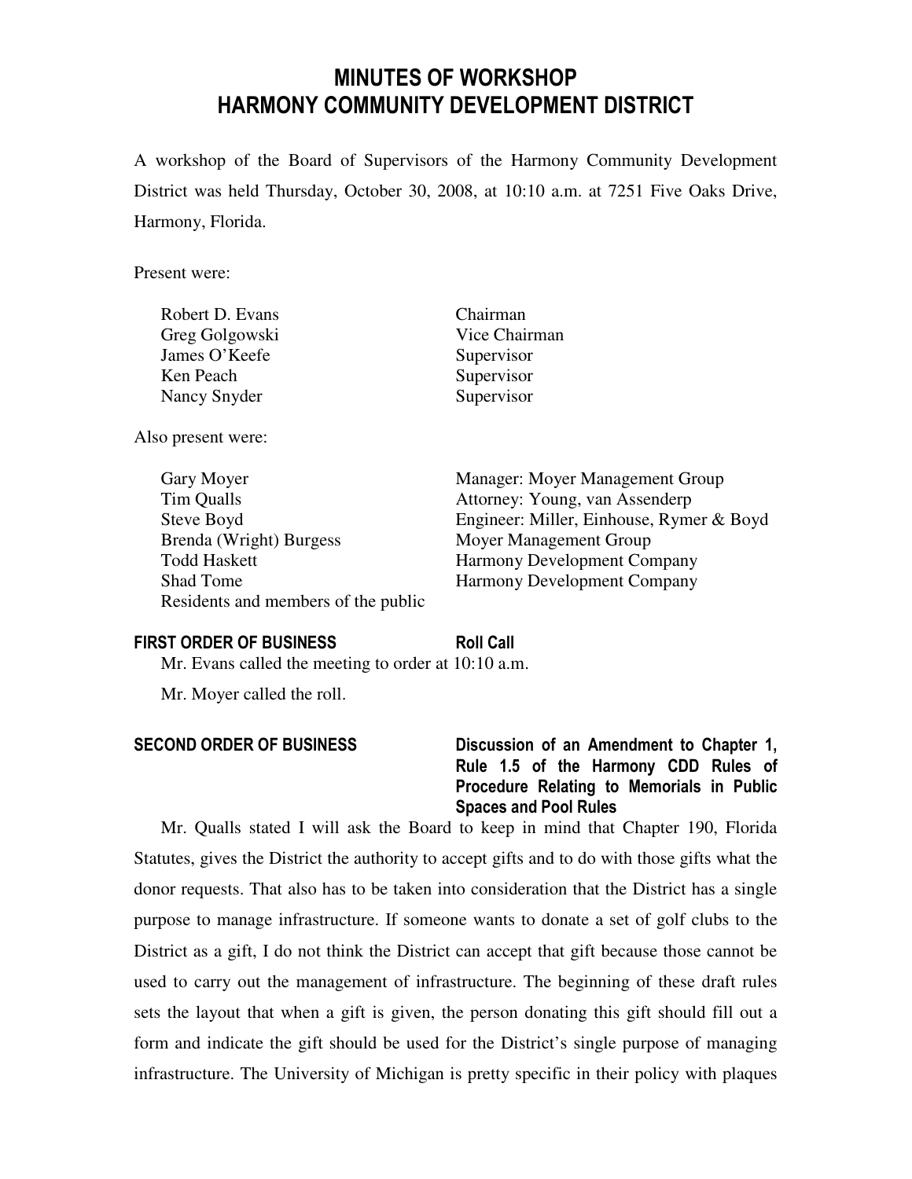# MINUTES OF WORKSHOP
# HARMONY COMMUNITY DEVELOPMENT DISTRICT

A workshop of the Board of Supervisors of the Harmony Community Development District was held Thursday, October 30, 2008, at 10:10 a.m. at 7251 Five Oaks Drive, Harmony, Florida.

Present were:

| | |
|---|---|
| Robert D. Evans | Chairman |
| Greg Golgowski | Vice Chairman |
| James O'Keefe | Supervisor |
| Ken Peach | Supervisor |
| Nancy Snyder | Supervisor |

Also present were:

| | |
|---|---|
| Gary Moyer | Manager: Moyer Management Group |
| Tim Qualls | Attorney: Young, van Assenderp |
| Steve Boyd | Engineer: Miller, Einhouse, Rymer & Boyd |
| Brenda (Wright) Burgess | Moyer Management Group |
| Todd Haskett | Harmony Development Company |
| Shad Tome | Harmony Development Company |
| Residents and members of the public | |

**FIRST ORDER OF BUSINESS** **Roll Call**

Mr. Evans called the meeting to order at 10:10 a.m.

Mr. Moyer called the roll.

**SECOND ORDER OF BUSINESS** **Discussion of an Amendment to Chapter 1, Rule 1.5 of the Harmony CDD Rules of Procedure Relating to Memorials in Public Spaces and Pool Rules**

Mr. Qualls stated I will ask the Board to keep in mind that Chapter 190, Florida Statutes, gives the District the authority to accept gifts and to do with those gifts what the donor requests. That also has to be taken into consideration that the District has a single purpose to manage infrastructure. If someone wants to donate a set of golf clubs to the District as a gift, I do not think the District can accept that gift because those cannot be used to carry out the management of infrastructure. The beginning of these draft rules sets the layout that when a gift is given, the person donating this gift should fill out a form and indicate the gift should be used for the District's single purpose of managing infrastructure. The University of Michigan is pretty specific in their policy with plaques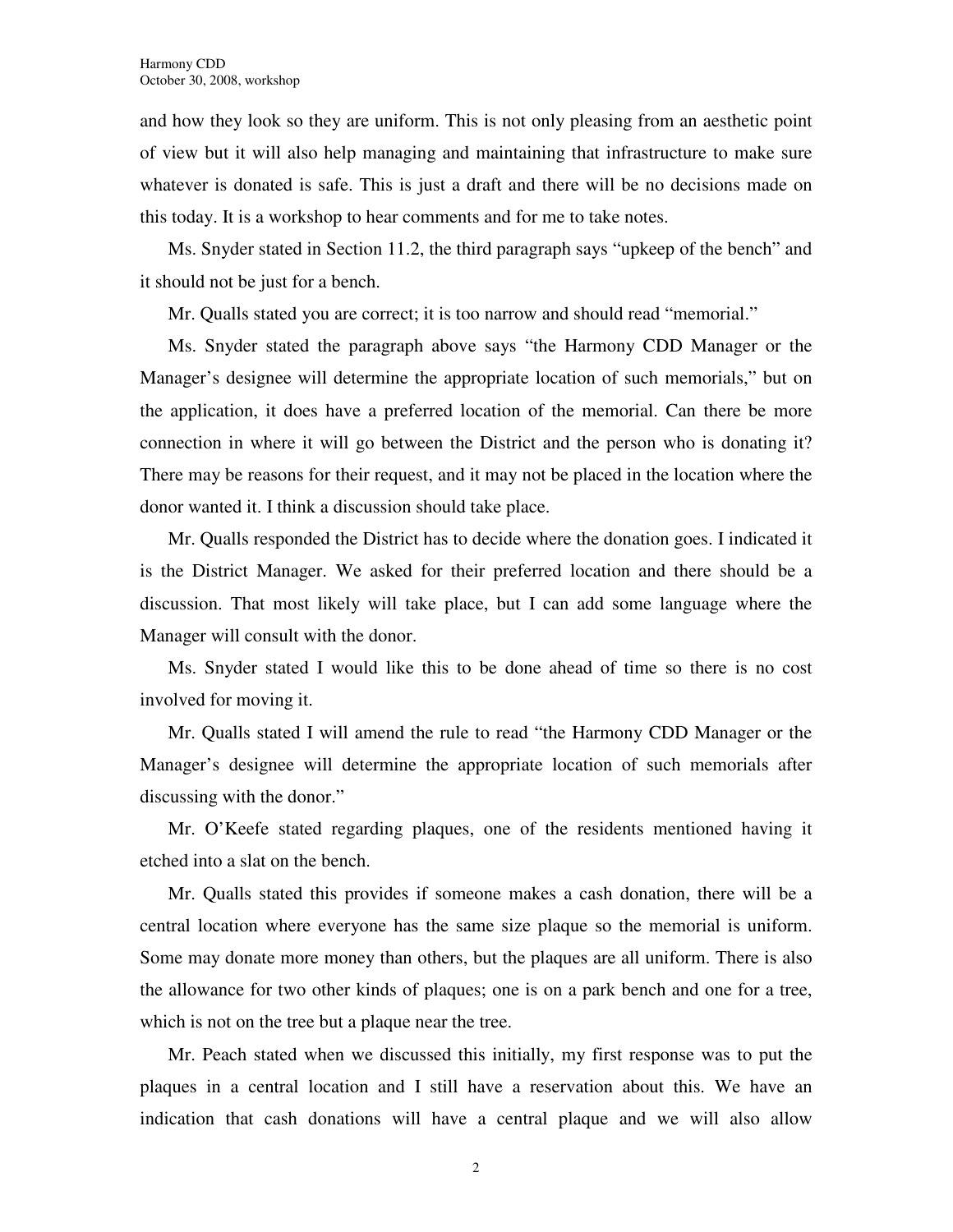and how they look so they are uniform. This is not only pleasing from an aesthetic point of view but it will also help managing and maintaining that infrastructure to make sure whatever is donated is safe. This is just a draft and there will be no decisions made on this today. It is a workshop to hear comments and for me to take notes.

Ms. Snyder stated in Section 11.2, the third paragraph says "upkeep of the bench" and it should not be just for a bench.

Mr. Qualls stated you are correct; it is too narrow and should read "memorial."

Ms. Snyder stated the paragraph above says "the Harmony CDD Manager or the Manager's designee will determine the appropriate location of such memorials," but on the application, it does have a preferred location of the memorial. Can there be more connection in where it will go between the District and the person who is donating it? There may be reasons for their request, and it may not be placed in the location where the donor wanted it. I think a discussion should take place.

Mr. Qualls responded the District has to decide where the donation goes. I indicated it is the District Manager. We asked for their preferred location and there should be a discussion. That most likely will take place, but I can add some language where the Manager will consult with the donor.

Ms. Snyder stated I would like this to be done ahead of time so there is no cost involved for moving it.

Mr. Qualls stated I will amend the rule to read "the Harmony CDD Manager or the Manager's designee will determine the appropriate location of such memorials after discussing with the donor."

Mr. O'Keefe stated regarding plaques, one of the residents mentioned having it etched into a slat on the bench.

Mr. Qualls stated this provides if someone makes a cash donation, there will be a central location where everyone has the same size plaque so the memorial is uniform. Some may donate more money than others, but the plaques are all uniform. There is also the allowance for two other kinds of plaques; one is on a park bench and one for a tree, which is not on the tree but a plaque near the tree.

Mr. Peach stated when we discussed this initially, my first response was to put the plaques in a central location and I still have a reservation about this. We have an indication that cash donations will have a central plaque and we will also allow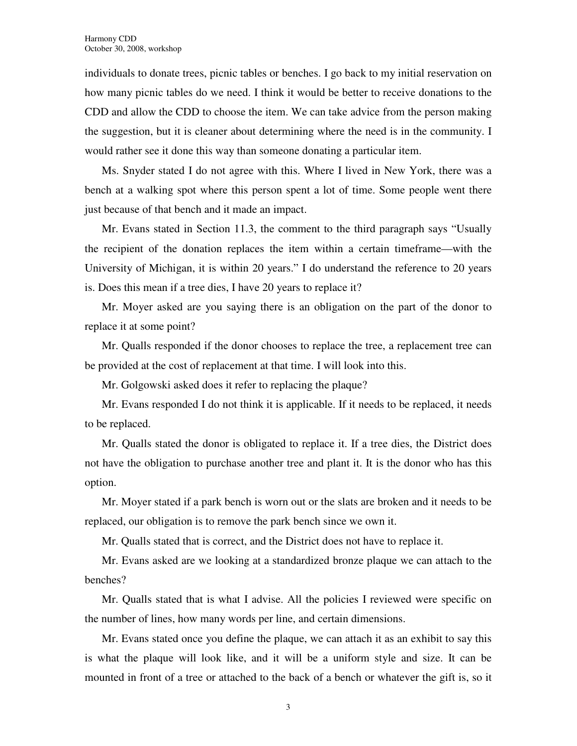individuals to donate trees, picnic tables or benches. I go back to my initial reservation on how many picnic tables do we need. I think it would be better to receive donations to the CDD and allow the CDD to choose the item. We can take advice from the person making the suggestion, but it is cleaner about determining where the need is in the community. I would rather see it done this way than someone donating a particular item.

Ms. Snyder stated I do not agree with this. Where I lived in New York, there was a bench at a walking spot where this person spent a lot of time. Some people went there just because of that bench and it made an impact.

Mr. Evans stated in Section 11.3, the comment to the third paragraph says "Usually the recipient of the donation replaces the item within a certain timeframe—with the University of Michigan, it is within 20 years." I do understand the reference to 20 years is. Does this mean if a tree dies, I have 20 years to replace it?

Mr. Moyer asked are you saying there is an obligation on the part of the donor to replace it at some point?

Mr. Qualls responded if the donor chooses to replace the tree, a replacement tree can be provided at the cost of replacement at that time. I will look into this.

Mr. Golgowski asked does it refer to replacing the plaque?

Mr. Evans responded I do not think it is applicable. If it needs to be replaced, it needs to be replaced.

Mr. Qualls stated the donor is obligated to replace it. If a tree dies, the District does not have the obligation to purchase another tree and plant it. It is the donor who has this option.

Mr. Moyer stated if a park bench is worn out or the slats are broken and it needs to be replaced, our obligation is to remove the park bench since we own it.

Mr. Qualls stated that is correct, and the District does not have to replace it.

Mr. Evans asked are we looking at a standardized bronze plaque we can attach to the benches?

Mr. Qualls stated that is what I advise. All the policies I reviewed were specific on the number of lines, how many words per line, and certain dimensions.

Mr. Evans stated once you define the plaque, we can attach it as an exhibit to say this is what the plaque will look like, and it will be a uniform style and size. It can be mounted in front of a tree or attached to the back of a bench or whatever the gift is, so it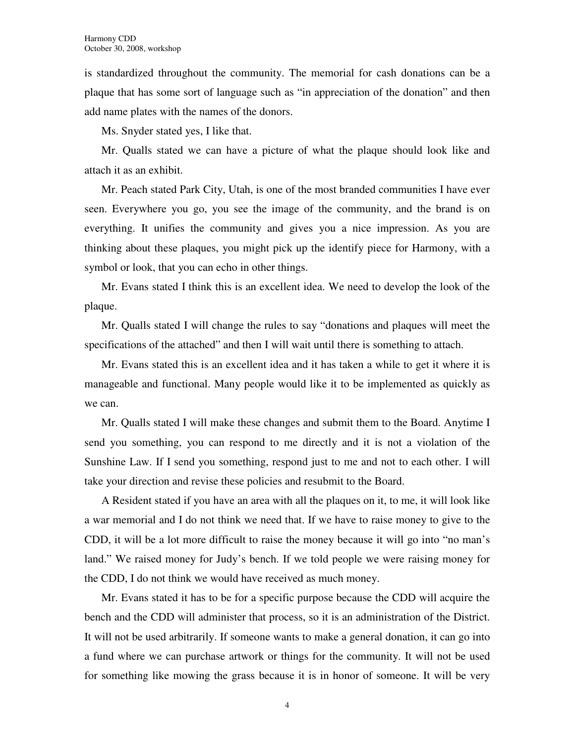is standardized throughout the community. The memorial for cash donations can be a plaque that has some sort of language such as "in appreciation of the donation" and then add name plates with the names of the donors.

Ms. Snyder stated yes, I like that.

Mr. Qualls stated we can have a picture of what the plaque should look like and attach it as an exhibit.

Mr. Peach stated Park City, Utah, is one of the most branded communities I have ever seen. Everywhere you go, you see the image of the community, and the brand is on everything. It unifies the community and gives you a nice impression. As you are thinking about these plaques, you might pick up the identify piece for Harmony, with a symbol or look, that you can echo in other things.

Mr. Evans stated I think this is an excellent idea. We need to develop the look of the plaque.

Mr. Qualls stated I will change the rules to say "donations and plaques will meet the specifications of the attached" and then I will wait until there is something to attach.

Mr. Evans stated this is an excellent idea and it has taken a while to get it where it is manageable and functional. Many people would like it to be implemented as quickly as we can.

Mr. Qualls stated I will make these changes and submit them to the Board. Anytime I send you something, you can respond to me directly and it is not a violation of the Sunshine Law. If I send you something, respond just to me and not to each other. I will take your direction and revise these policies and resubmit to the Board.

A Resident stated if you have an area with all the plaques on it, to me, it will look like a war memorial and I do not think we need that. If we have to raise money to give to the CDD, it will be a lot more difficult to raise the money because it will go into "no man's land." We raised money for Judy's bench. If we told people we were raising money for the CDD, I do not think we would have received as much money.

Mr. Evans stated it has to be for a specific purpose because the CDD will acquire the bench and the CDD will administer that process, so it is an administration of the District. It will not be used arbitrarily. If someone wants to make a general donation, it can go into a fund where we can purchase artwork or things for the community. It will not be used for something like mowing the grass because it is in honor of someone. It will be very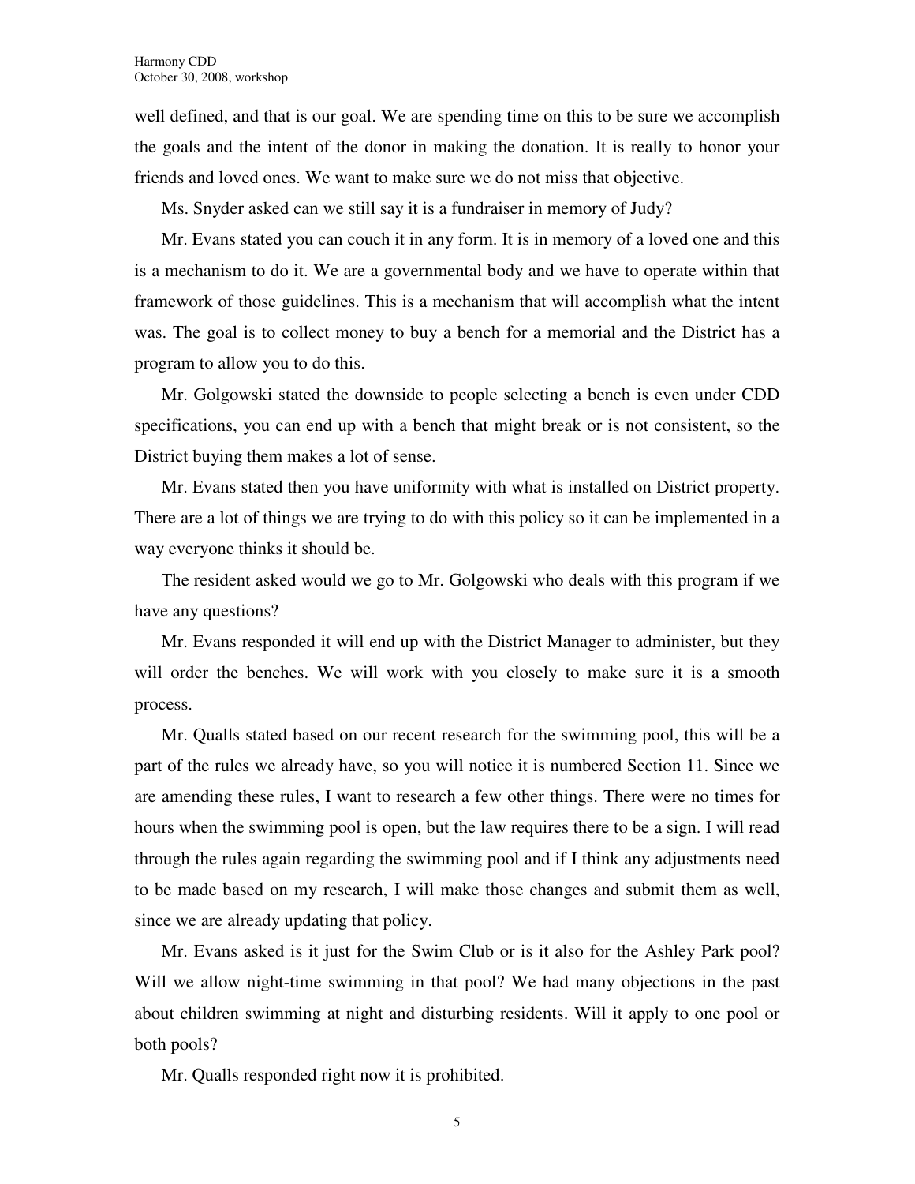well defined, and that is our goal. We are spending time on this to be sure we accomplish the goals and the intent of the donor in making the donation. It is really to honor your friends and loved ones. We want to make sure we do not miss that objective.

Ms. Snyder asked can we still say it is a fundraiser in memory of Judy?

Mr. Evans stated you can couch it in any form. It is in memory of a loved one and this is a mechanism to do it. We are a governmental body and we have to operate within that framework of those guidelines. This is a mechanism that will accomplish what the intent was. The goal is to collect money to buy a bench for a memorial and the District has a program to allow you to do this.

Mr. Golgowski stated the downside to people selecting a bench is even under CDD specifications, you can end up with a bench that might break or is not consistent, so the District buying them makes a lot of sense.

Mr. Evans stated then you have uniformity with what is installed on District property. There are a lot of things we are trying to do with this policy so it can be implemented in a way everyone thinks it should be.

The resident asked would we go to Mr. Golgowski who deals with this program if we have any questions?

Mr. Evans responded it will end up with the District Manager to administer, but they will order the benches. We will work with you closely to make sure it is a smooth process.

Mr. Qualls stated based on our recent research for the swimming pool, this will be a part of the rules we already have, so you will notice it is numbered Section 11. Since we are amending these rules, I want to research a few other things. There were no times for hours when the swimming pool is open, but the law requires there to be a sign. I will read through the rules again regarding the swimming pool and if I think any adjustments need to be made based on my research, I will make those changes and submit them as well, since we are already updating that policy.

Mr. Evans asked is it just for the Swim Club or is it also for the Ashley Park pool? Will we allow night-time swimming in that pool? We had many objections in the past about children swimming at night and disturbing residents. Will it apply to one pool or both pools?

Mr. Qualls responded right now it is prohibited.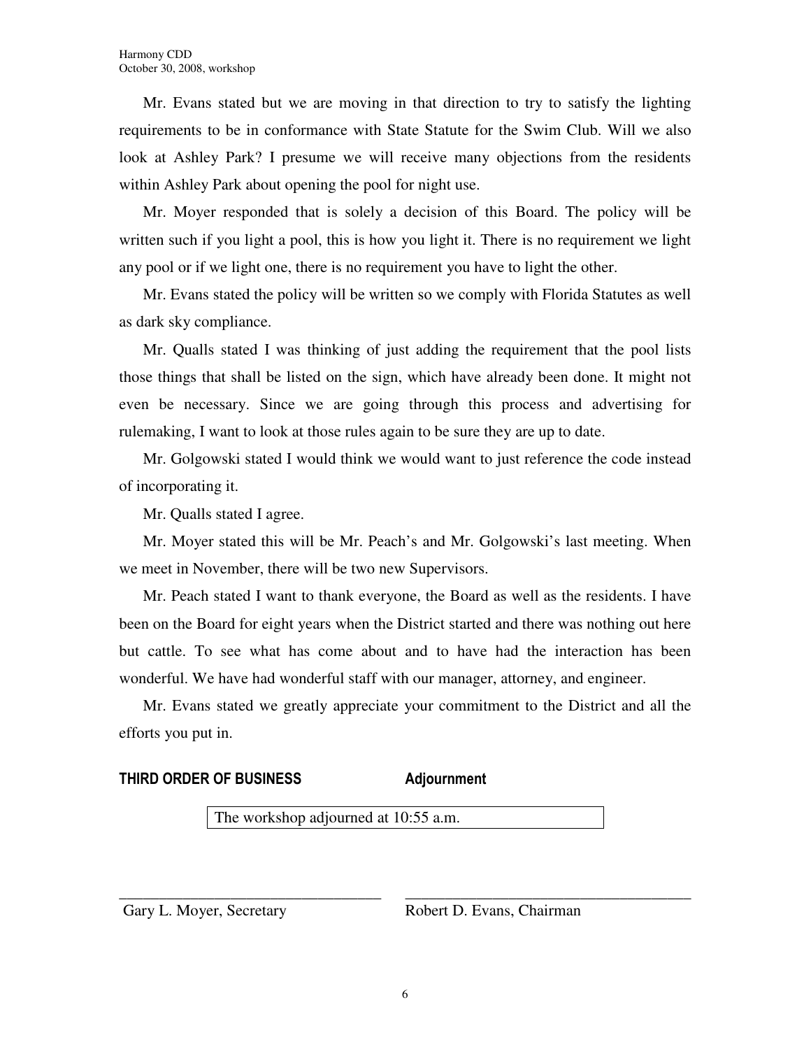Mr. Evans stated but we are moving in that direction to try to satisfy the lighting requirements to be in conformance with State Statute for the Swim Club. Will we also look at Ashley Park? I presume we will receive many objections from the residents within Ashley Park about opening the pool for night use.

Mr. Moyer responded that is solely a decision of this Board. The policy will be written such if you light a pool, this is how you light it. There is no requirement we light any pool or if we light one, there is no requirement you have to light the other.

Mr. Evans stated the policy will be written so we comply with Florida Statutes as well as dark sky compliance.

Mr. Qualls stated I was thinking of just adding the requirement that the pool lists those things that shall be listed on the sign, which have already been done. It might not even be necessary. Since we are going through this process and advertising for rulemaking, I want to look at those rules again to be sure they are up to date.

Mr. Golgowski stated I would think we would want to just reference the code instead of incorporating it.

Mr. Qualls stated I agree.

Mr. Moyer stated this will be Mr. Peach's and Mr. Golgowski's last meeting. When we meet in November, there will be two new Supervisors.

Mr. Peach stated I want to thank everyone, the Board as well as the residents. I have been on the Board for eight years when the District started and there was nothing out here but cattle. To see what has come about and to have had the interaction has been wonderful. We have had wonderful staff with our manager, attorney, and engineer.

Mr. Evans stated we greatly appreciate your commitment to the District and all the efforts you put in.

**THIRD ORDER OF BUSINESS** **Adjournment**

The workshop adjourned at 10:55 a.m.

\_\_\_\_\_\_\_\_\_\_\_\_\_\_\_\_\_\_\_\_\_\_\_\_\_\_\_\_\_\_\_\_ \_\_\_\_\_\_\_\_\_\_\_\_\_\_\_\_\_\_\_\_\_\_\_\_\_\_\_\_\_\_\_\_

Gary L. Moyer, Secretary Robert D. Evans, Chairman